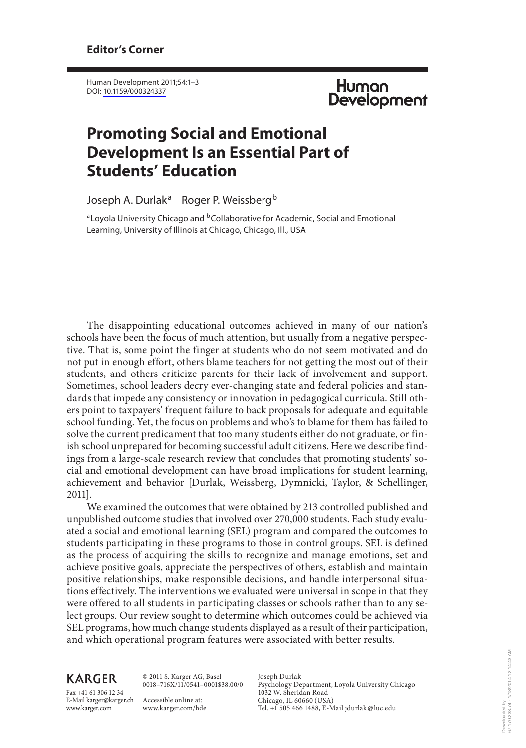**Editor's Corner**

Human Development 2011;54:1–3
DOI: 10.1159/000324337

# Promoting Social and Emotional Development Is an Essential Part of Students' Education

Joseph A. Durlak[a] Roger P. Weissberg[b]

[a] Loyola University Chicago and [b] Collaborative for Academic, Social and Emotional Learning, University of Illinois at Chicago, Chicago, Ill., USA

The disappointing educational outcomes achieved in many of our nation's schools have been the focus of much attention, but usually from a negative perspective. That is, some point the finger at students who do not seem motivated and do not put in enough effort, others blame teachers for not getting the most out of their students, and others criticize parents for their lack of involvement and support. Sometimes, school leaders decry ever-changing state and federal policies and standards that impede any consistency or innovation in pedagogical curricula. Still others point to taxpayers' frequent failure to back proposals for adequate and equitable school funding. Yet, the focus on problems and who's to blame for them has failed to solve the current predicament that too many students either do not graduate, or finish school unprepared for becoming successful adult citizens. Here we describe findings from a large-scale research review that concludes that promoting students' social and emotional development can have broad implications for student learning, achievement and behavior [Durlak, Weissberg, Dymnicki, Taylor, & Schellinger, 2011].

We examined the outcomes that were obtained by 213 controlled published and unpublished outcome studies that involved over 270,000 students. Each study evaluated a social and emotional learning (SEL) program and compared the outcomes to students participating in these programs to those in control groups. SEL is defined as the process of acquiring the skills to recognize and manage emotions, set and achieve positive goals, appreciate the perspectives of others, establish and maintain positive relationships, make responsible decisions, and handle interpersonal situations effectively. The interventions we evaluated were universal in scope in that they were offered to all students in participating classes or schools rather than to any select groups. Our review sought to determine which outcomes could be achieved via SEL programs, how much change students displayed as a result of their participation, and which operational program features were associated with better results.

KARGER

Fax +41 61 306 12 34
E-Mail karger@karger.ch
www.karger.com

© 2011 S. Karger AG, Basel
0018–716X/11/0541–0001$38.00/0

Accessible online at:
www.karger.com/hde

Joseph Durlak
Psychology Department, Loyola University Chicago
1032 W. Sheridan Road
Chicago, IL 60660 (USA)
Tel. +1 505 466 1488, E-Mail jdurlak@luc.edu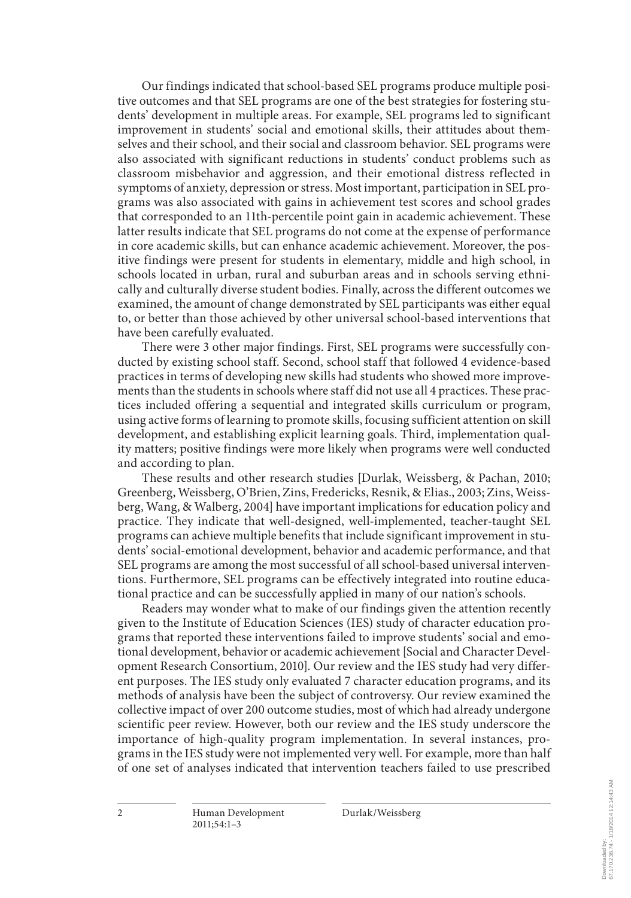Our findings indicated that school-based SEL programs produce multiple positive outcomes and that SEL programs are one of the best strategies for fostering students' development in multiple areas. For example, SEL programs led to significant improvement in students' social and emotional skills, their attitudes about themselves and their school, and their social and classroom behavior. SEL programs were also associated with significant reductions in students' conduct problems such as classroom misbehavior and aggression, and their emotional distress reflected in symptoms of anxiety, depression or stress. Most important, participation in SEL programs was also associated with gains in achievement test scores and school grades that corresponded to an 11th-percentile point gain in academic achievement. These latter results indicate that SEL programs do not come at the expense of performance in core academic skills, but can enhance academic achievement. Moreover, the positive findings were present for students in elementary, middle and high school, in schools located in urban, rural and suburban areas and in schools serving ethnically and culturally diverse student bodies. Finally, across the different outcomes we examined, the amount of change demonstrated by SEL participants was either equal to, or better than those achieved by other universal school-based interventions that have been carefully evaluated.

There were 3 other major findings. First, SEL programs were successfully conducted by existing school staff. Second, school staff that followed 4 evidence-based practices in terms of developing new skills had students who showed more improvements than the students in schools where staff did not use all 4 practices. These practices included offering a sequential and integrated skills curriculum or program, using active forms of learning to promote skills, focusing sufficient attention on skill development, and establishing explicit learning goals. Third, implementation quality matters; positive findings were more likely when programs were well conducted and according to plan.

These results and other research studies [Durlak, Weissberg, & Pachan, 2010; Greenberg, Weissberg, O'Brien, Zins, Fredericks, Resnik, & Elias., 2003; Zins, Weissberg, Wang, & Walberg, 2004] have important implications for education policy and practice. They indicate that well-designed, well-implemented, teacher-taught SEL programs can achieve multiple benefits that include significant improvement in students' social-emotional development, behavior and academic performance, and that SEL programs are among the most successful of all school-based universal interventions. Furthermore, SEL programs can be effectively integrated into routine educational practice and can be successfully applied in many of our nation's schools.

Readers may wonder what to make of our findings given the attention recently given to the Institute of Education Sciences (IES) study of character education programs that reported these interventions failed to improve students' social and emotional development, behavior or academic achievement [Social and Character Development Research Consortium, 2010]. Our review and the IES study had very different purposes. The IES study only evaluated 7 character education programs, and its methods of analysis have been the subject of controversy. Our review examined the collective impact of over 200 outcome studies, most of which had already undergone scientific peer review. However, both our review and the IES study underscore the importance of high-quality program implementation. In several instances, programs in the IES study were not implemented very well. For example, more than half of one set of analyses indicated that intervention teachers failed to use prescribed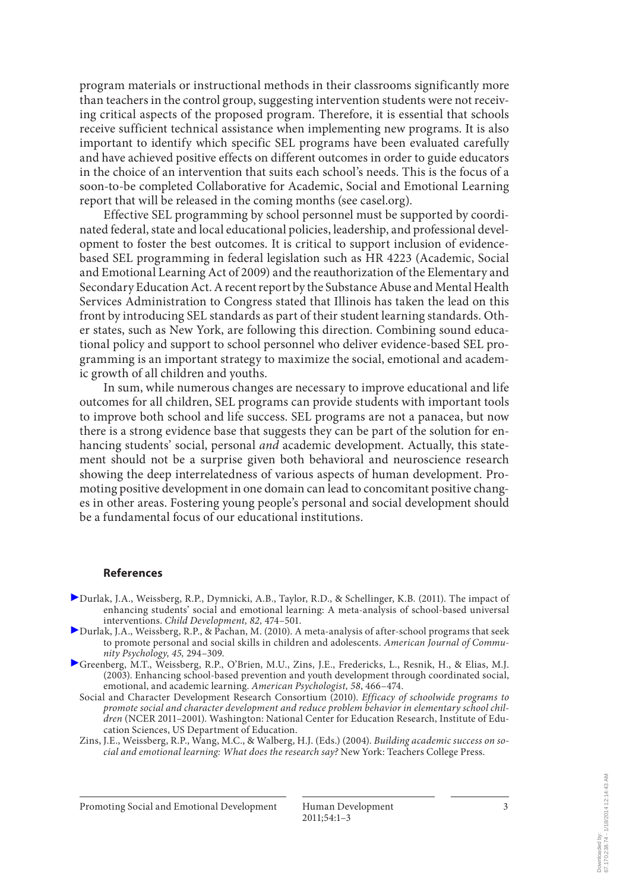program materials or instructional methods in their classrooms significantly more than teachers in the control group, suggesting intervention students were not receiving critical aspects of the proposed program. Therefore, it is essential that schools receive sufficient technical assistance when implementing new programs. It is also important to identify which specific SEL programs have been evaluated carefully and have achieved positive effects on different outcomes in order to guide educators in the choice of an intervention that suits each school's needs. This is the focus of a soon-to-be completed Collaborative for Academic, Social and Emotional Learning report that will be released in the coming months (see casel.org).

Effective SEL programming by school personnel must be supported by coordinated federal, state and local educational policies, leadership, and professional development to foster the best outcomes. It is critical to support inclusion of evidence-based SEL programming in federal legislation such as HR 4223 (Academic, Social and Emotional Learning Act of 2009) and the reauthorization of the Elementary and Secondary Education Act. A recent report by the Substance Abuse and Mental Health Services Administration to Congress stated that Illinois has taken the lead on this front by introducing SEL standards as part of their student learning standards. Other states, such as New York, are following this direction. Combining sound educational policy and support to school personnel who deliver evidence-based SEL programming is an important strategy to maximize the social, emotional and academic growth of all children and youths.

In sum, while numerous changes are necessary to improve educational and life outcomes for all children, SEL programs can provide students with important tools to improve both school and life success. SEL programs are not a panacea, but now there is a strong evidence base that suggests they can be part of the solution for enhancing students' social, personal *and* academic development. Actually, this statement should not be a surprise given both behavioral and neuroscience research showing the deep interrelatedness of various aspects of human development. Promoting positive development in one domain can lead to concomitant positive changes in other areas. Fostering young people's personal and social development should be a fundamental focus of our educational institutions.

## References

Durlak, J.A., Weissberg, R.P., Dymnicki, A.B., Taylor, R.D., & Schellinger, K.B. (2011). The impact of enhancing students' social and emotional learning: A meta-analysis of school-based universal interventions. *Child Development, 82*, 474–501.

Durlak, J.A., Weissberg, R.P., & Pachan, M. (2010). A meta-analysis of after-school programs that seek to promote personal and social skills in children and adolescents. *American Journal of Community Psychology, 45*, 294–309.

Greenberg, M.T., Weissberg, R.P., O'Brien, M.U., Zins, J.E., Fredericks, L., Resnik, H., & Elias, M.J. (2003). Enhancing school-based prevention and youth development through coordinated social, emotional, and academic learning. *American Psychologist, 58*, 466–474.

Social and Character Development Research Consortium (2010). *Efficacy of schoolwide programs to promote social and character development and reduce problem behavior in elementary school children* (NCER 2011–2001). Washington: National Center for Education Research, Institute of Education Sciences, US Department of Education.

Zins, J.E., Weissberg, R.P., Wang, M.C., & Walberg, H.J. (Eds.) (2004). *Building academic success on social and emotional learning: What does the research say?* New York: Teachers College Press.